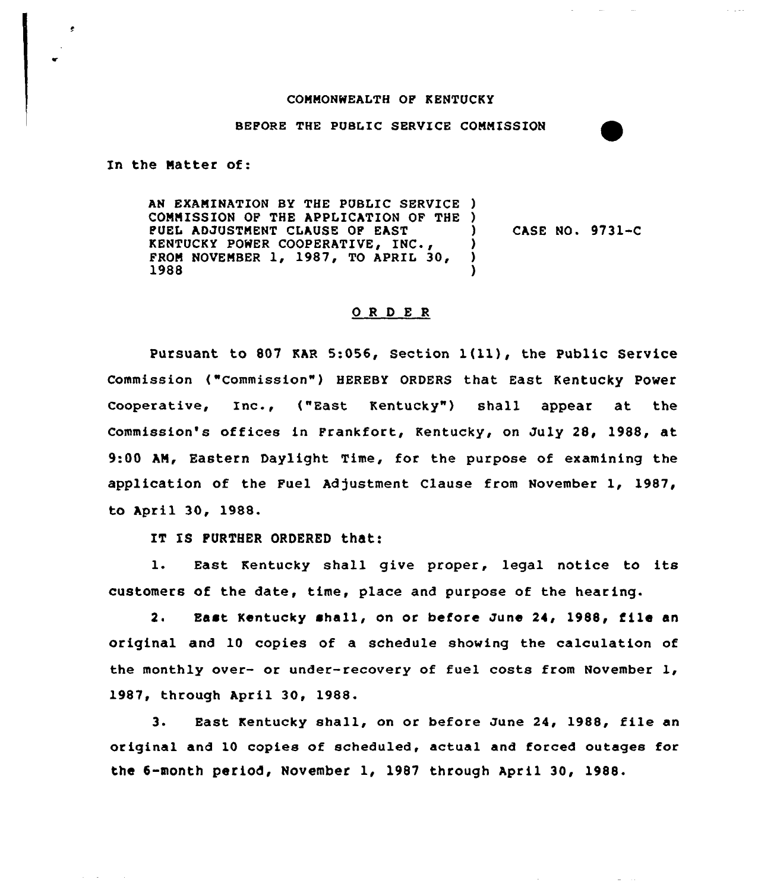COMMONWEALTH OF KENTUCKY

BEFORE THE PUBLIC SERVICE COMMISSION

In the Matter of:

| | | |
|---|---|---|
| AN EXAMINATION BY THE PUBLIC SERVICE COMMISSION OF THE APPLICATION OF THE FUEL ADJUSTMENT CLAUSE OF EAST KENTUCKY POWER COOPERATIVE, INC., FROM NOVEMBER 1, 1987, TO APRIL 30, 1988 | ) | CASE NO. 9731-C |

## O R D E R

Pursuant to 807 KAR 5:056, Section 1(11), the Public Service Commission ("Commission") HEREBY ORDERS that East Kentucky Power Cooperative, Inc., ("East Kentucky") shall appear at the Commission's offices in Frankfort, Kentucky, on July 28, 1988, at 9:00 AM, Eastern Daylight Time, for the purpose of examining the application of the Fuel Adjustment Clause from November 1, 1987, to April 30, 1988.

IT IS FURTHER ORDERED that:

1. East Kentucky shall give proper, legal notice to its customers of the date, time, place and purpose of the hearing.

2. East Kentucky shall, on or before June 24, 1988, file an original and 10 copies of a schedule showing the calculation of the monthly over- or under-recovery of fuel costs from November 1, 1987, through April 30, 1988.

3. East Kentucky shall, on or before June 24, 1988, file an original and 10 copies of scheduled, actual and forced outages for the 6-month period, November 1, 1987 through April 30, 1988.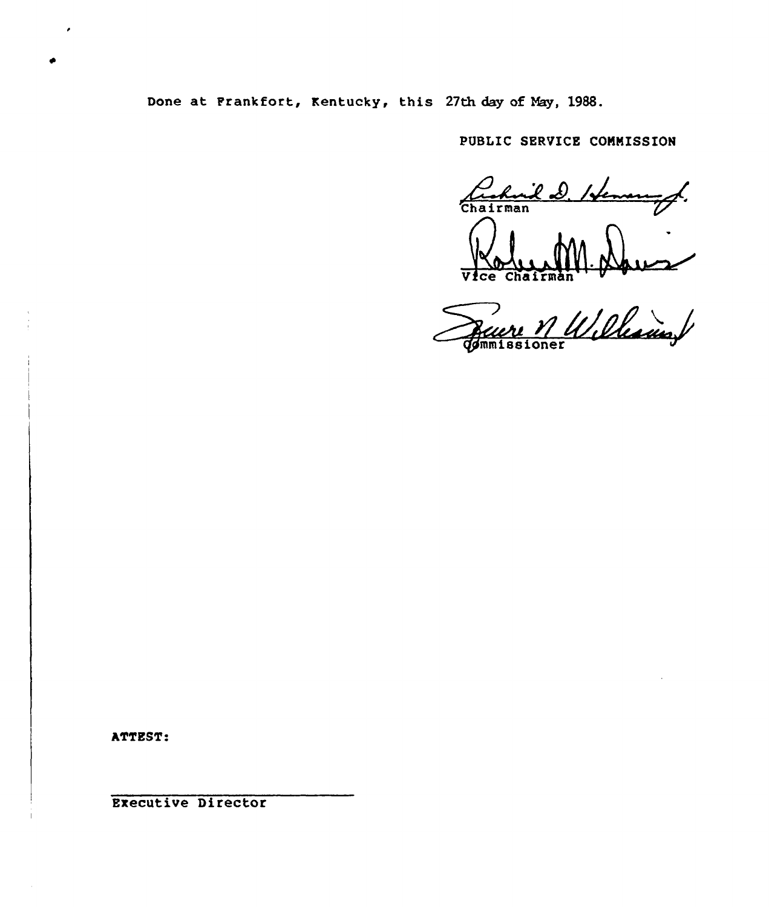Done at Frankfort, Kentucky, this 27th day of May, 1988.

PUBLIC SERVICE COMMISSION

Chairman

Vice Chairman

Commissioner

ATTEST:

Executive Director